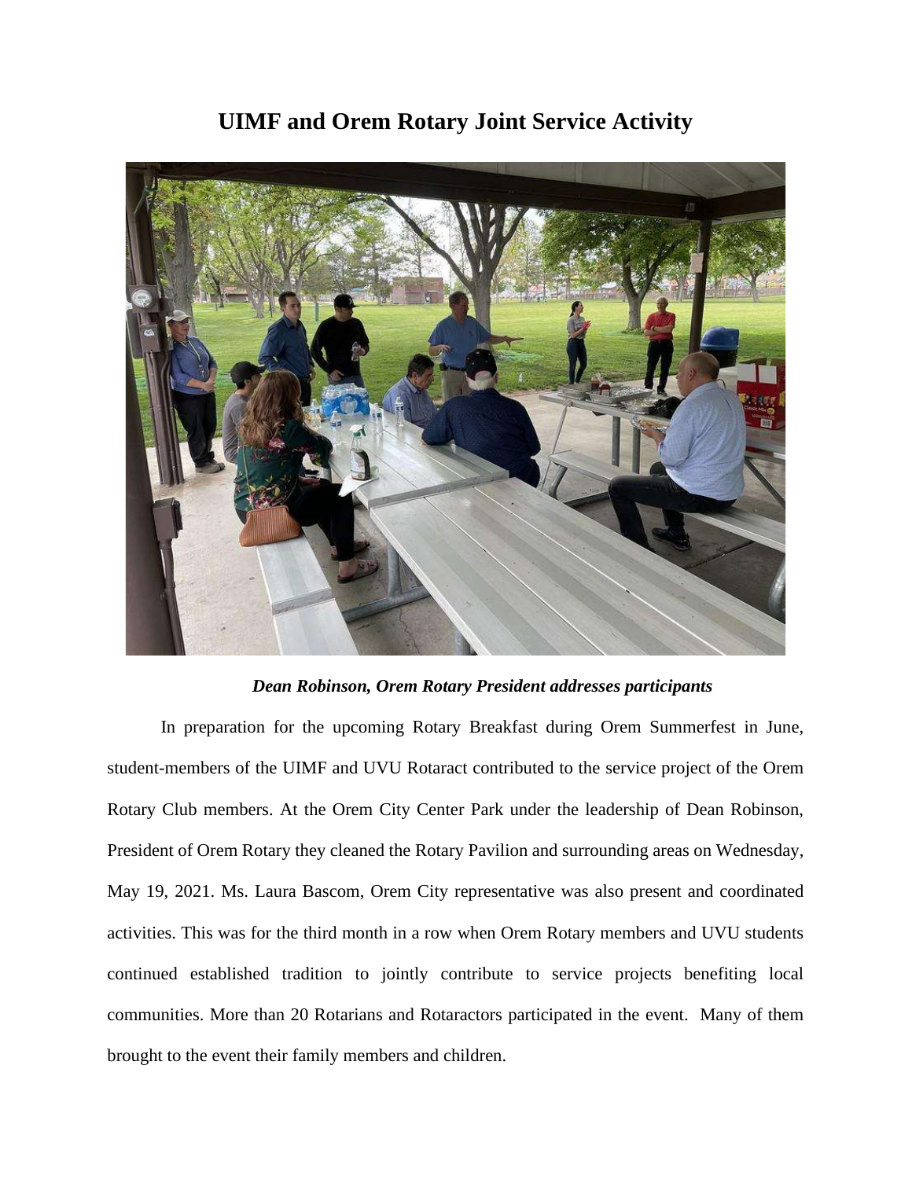# UIMF and Orem Rotary Joint Service Activity

***Dean Robinson, Orem Rotary President addresses participants***

In preparation for the upcoming Rotary Breakfast during Orem Summerfest in June, student-members of the UIMF and UVU Rotaract contributed to the service project of the Orem Rotary Club members. At the Orem City Center Park under the leadership of Dean Robinson, President of Orem Rotary they cleaned the Rotary Pavilion and surrounding areas on Wednesday, May 19, 2021. Ms. Laura Bascom, Orem City representative was also present and coordinated activities. This was for the third month in a row when Orem Rotary members and UVU students continued established tradition to jointly contribute to service projects benefiting local communities. More than 20 Rotarians and Rotaractors participated in the event. Many of them brought to the event their family members and children.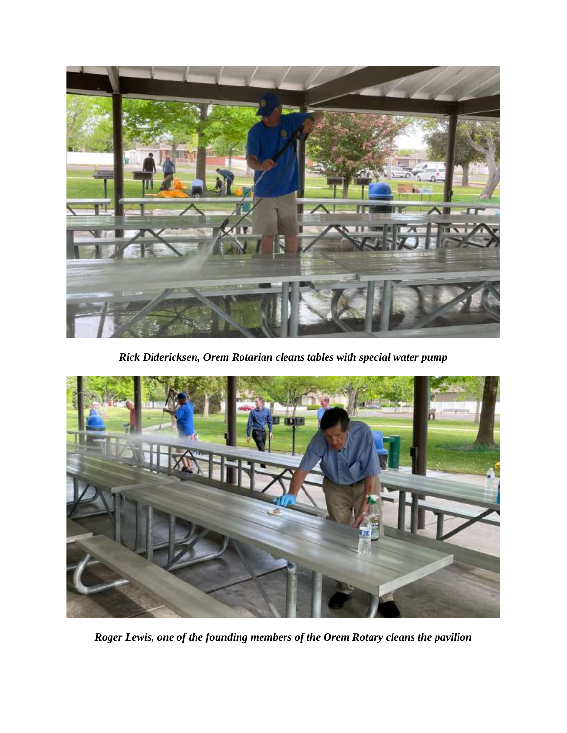*Rick Didericksen, Orem Rotarian cleans tables with special water pump*

*Roger Lewis, one of the founding members of the Orem Rotary cleans the pavilion*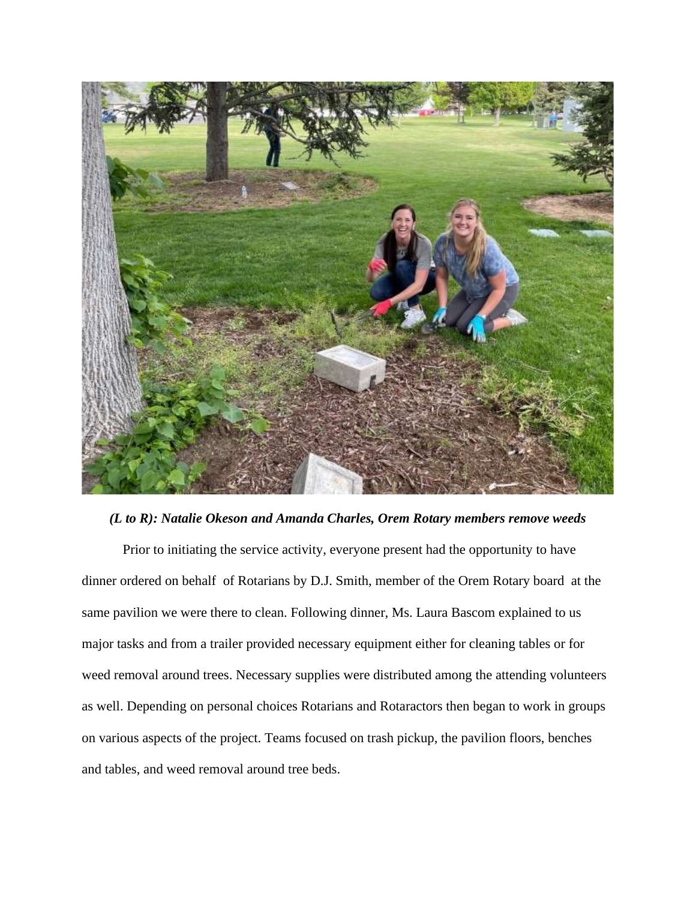***(L to R): Natalie Okeson and Amanda Charles, Orem Rotary members remove weeds***

Prior to initiating the service activity, everyone present had the opportunity to have dinner ordered on behalf of Rotarians by D.J. Smith, member of the Orem Rotary board at the same pavilion we were there to clean. Following dinner, Ms. Laura Bascom explained to us major tasks and from a trailer provided necessary equipment either for cleaning tables or for weed removal around trees. Necessary supplies were distributed among the attending volunteers as well. Depending on personal choices Rotarians and Rotaractors then began to work in groups on various aspects of the project. Teams focused on trash pickup, the pavilion floors, benches and tables, and weed removal around tree beds.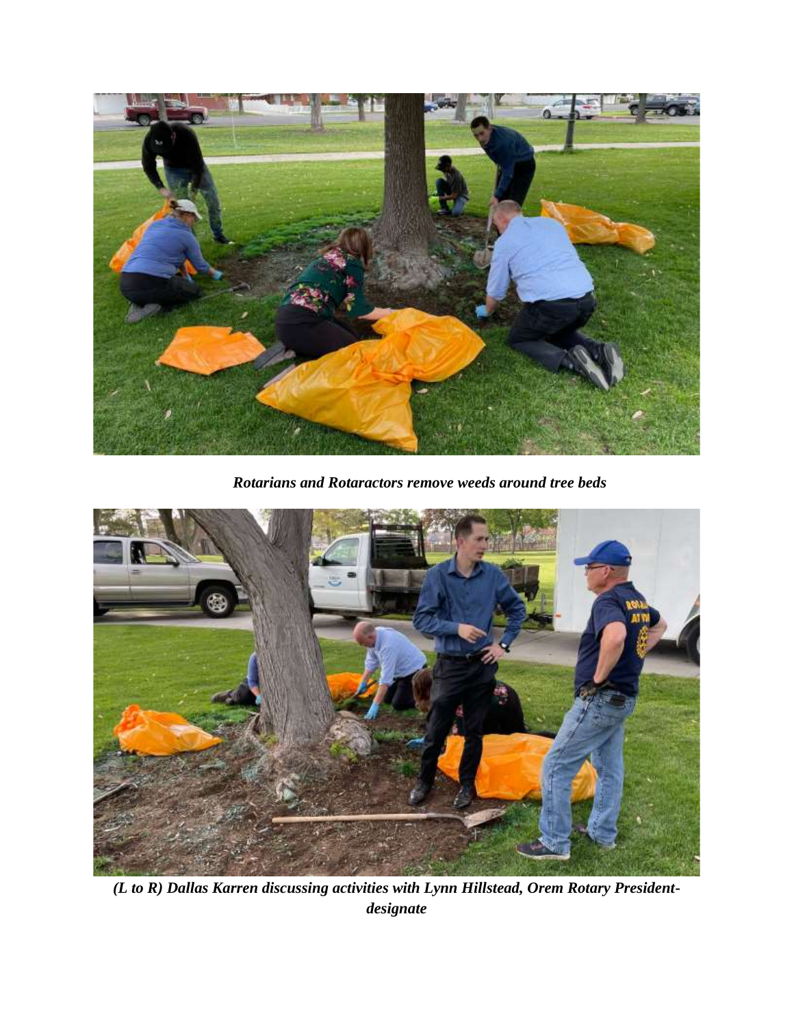*Rotarians and Rotaractors remove weeds around tree beds*

*(L to R) Dallas Karren discussing activities with Lynn Hillstead, Orem Rotary President-designate*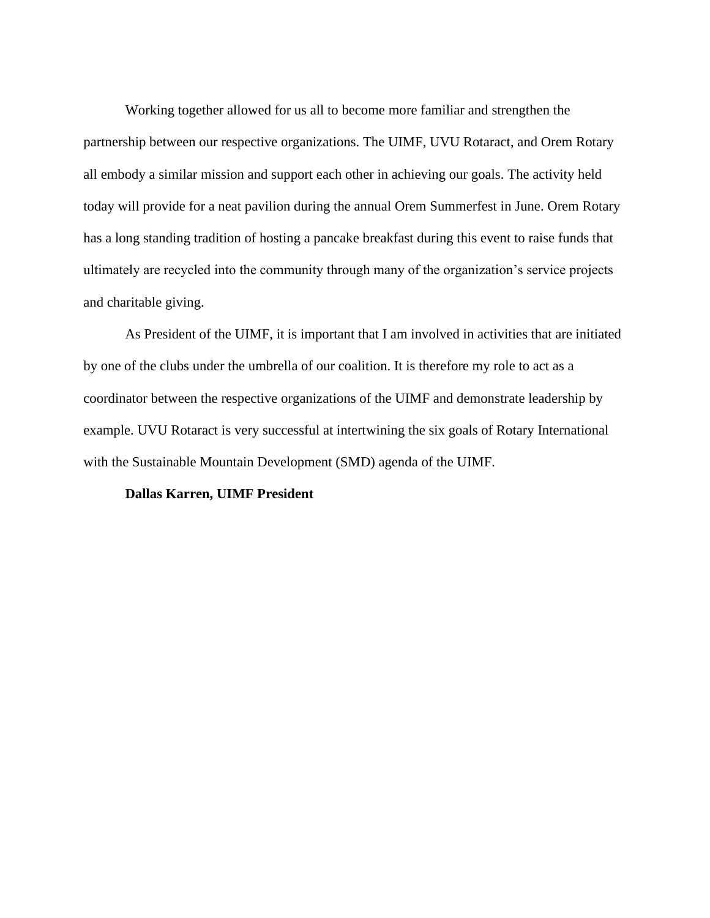Working together allowed for us all to become more familiar and strengthen the partnership between our respective organizations. The UIMF, UVU Rotaract, and Orem Rotary all embody a similar mission and support each other in achieving our goals. The activity held today will provide for a neat pavilion during the annual Orem Summerfest in June. Orem Rotary has a long standing tradition of hosting a pancake breakfast during this event to raise funds that ultimately are recycled into the community through many of the organization's service projects and charitable giving.

As President of the UIMF, it is important that I am involved in activities that are initiated by one of the clubs under the umbrella of our coalition. It is therefore my role to act as a coordinator between the respective organizations of the UIMF and demonstrate leadership by example. UVU Rotaract is very successful at intertwining the six goals of Rotary International with the Sustainable Mountain Development (SMD) agenda of the UIMF.

**Dallas Karren, UIMF President**